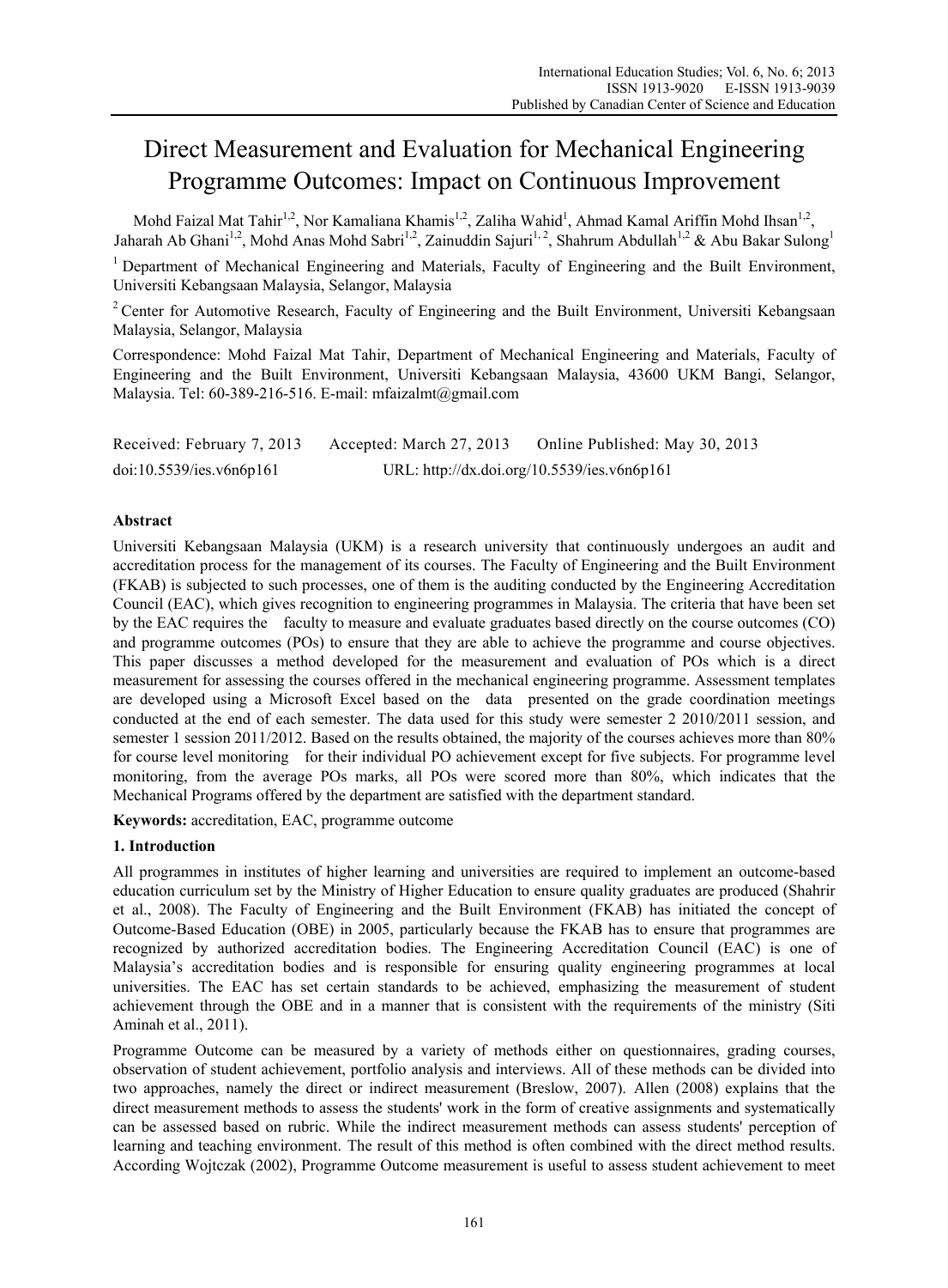# Direct Measurement and Evaluation for Mechanical Engineering Programme Outcomes: Impact on Continuous Improvement

Mohd Faizal Mat Tahir[1,2], Nor Kamaliana Khamis[1,2], Zaliha Wahid[1], Ahmad Kamal Ariffin Mohd Ihsan[1,2], Jaharah Ab Ghani[1,2], Mohd Anas Mohd Sabri[1,2], Zainuddin Sajuri[1, 2], Shahrum Abdullah[1,2] & Abu Bakar Sulong[1]

[1] Department of Mechanical Engineering and Materials, Faculty of Engineering and the Built Environment, Universiti Kebangsaan Malaysia, Selangor, Malaysia

[2] Center for Automotive Research, Faculty of Engineering and the Built Environment, Universiti Kebangsaan Malaysia, Selangor, Malaysia

Correspondence: Mohd Faizal Mat Tahir, Department of Mechanical Engineering and Materials, Faculty of Engineering and the Built Environment, Universiti Kebangsaan Malaysia, 43600 UKM Bangi, Selangor, Malaysia. Tel: 60-389-216-516. E-mail: mfaizalmt@gmail.com

Received: February 7, 2013 Accepted: March 27, 2013 Online Published: May 30, 2013

doi:10.5539/ies.v6n6p161 URL: http://dx.doi.org/10.5539/ies.v6n6p161

## Abstract

Universiti Kebangsaan Malaysia (UKM) is a research university that continuously undergoes an audit and accreditation process for the management of its courses. The Faculty of Engineering and the Built Environment (FKAB) is subjected to such processes, one of them is the auditing conducted by the Engineering Accreditation Council (EAC), which gives recognition to engineering programmes in Malaysia. The criteria that have been set by the EAC requires the faculty to measure and evaluate graduates based directly on the course outcomes (CO) and programme outcomes (POs) to ensure that they are able to achieve the programme and course objectives. This paper discusses a method developed for the measurement and evaluation of POs which is a direct measurement for assessing the courses offered in the mechanical engineering programme. Assessment templates are developed using a Microsoft Excel based on the data presented on the grade coordination meetings conducted at the end of each semester. The data used for this study were semester 2 2010/2011 session, and semester 1 session 2011/2012. Based on the results obtained, the majority of the courses achieves more than 80% for course level monitoring for their individual PO achievement except for five subjects. For programme level monitoring, from the average POs marks, all POs were scored more than 80%, which indicates that the Mechanical Programs offered by the department are satisfied with the department standard.

**Keywords:** accreditation, EAC, programme outcome

## 1. Introduction

All programmes in institutes of higher learning and universities are required to implement an outcome-based education curriculum set by the Ministry of Higher Education to ensure quality graduates are produced (Shahrir et al., 2008). The Faculty of Engineering and the Built Environment (FKAB) has initiated the concept of Outcome-Based Education (OBE) in 2005, particularly because the FKAB has to ensure that programmes are recognized by authorized accreditation bodies. The Engineering Accreditation Council (EAC) is one of Malaysia's accreditation bodies and is responsible for ensuring quality engineering programmes at local universities. The EAC has set certain standards to be achieved, emphasizing the measurement of student achievement through the OBE and in a manner that is consistent with the requirements of the ministry (Siti Aminah et al., 2011).

Programme Outcome can be measured by a variety of methods either on questionnaires, grading courses, observation of student achievement, portfolio analysis and interviews. All of these methods can be divided into two approaches, namely the direct or indirect measurement (Breslow, 2007). Allen (2008) explains that the direct measurement methods to assess the students' work in the form of creative assignments and systematically can be assessed based on rubric. While the indirect measurement methods can assess students' perception of learning and teaching environment. The result of this method is often combined with the direct method results. According Wojtczak (2002), Programme Outcome measurement is useful to assess student achievement to meet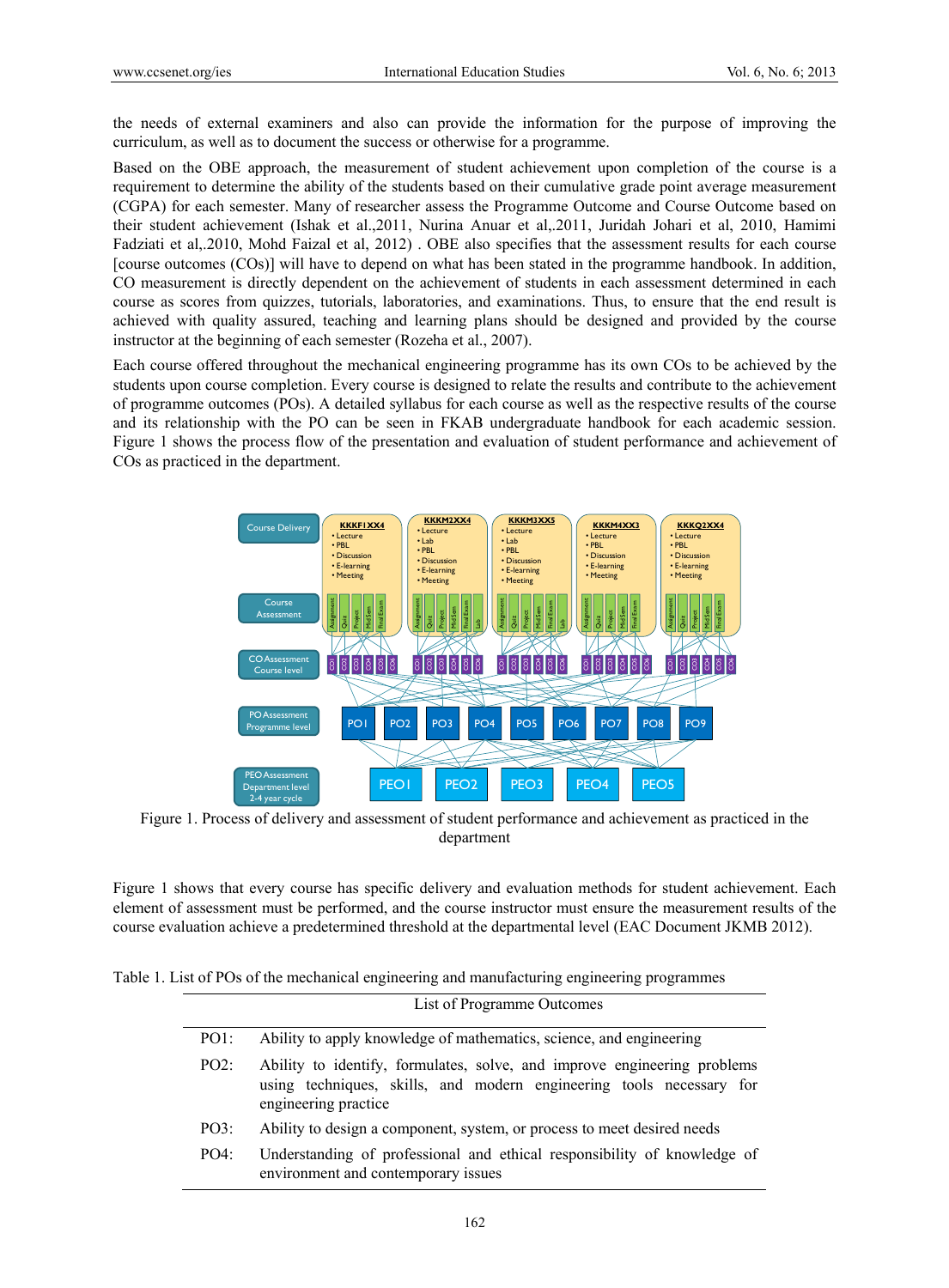the needs of external examiners and also can provide the information for the purpose of improving the curriculum, as well as to document the success or otherwise for a programme.

Based on the OBE approach, the measurement of student achievement upon completion of the course is a requirement to determine the ability of the students based on their cumulative grade point average measurement (CGPA) for each semester. Many of researcher assess the Programme Outcome and Course Outcome based on their student achievement (Ishak et al.,2011, Nurina Anuar et al,.2011, Juridah Johari et al, 2010, Hamimi Fadziati et al,.2010, Mohd Faizal et al, 2012) . OBE also specifies that the assessment results for each course [course outcomes (COs)] will have to depend on what has been stated in the programme handbook. In addition, CO measurement is directly dependent on the achievement of students in each assessment determined in each course as scores from quizzes, tutorials, laboratories, and examinations. Thus, to ensure that the end result is achieved with quality assured, teaching and learning plans should be designed and provided by the course instructor at the beginning of each semester (Rozeha et al., 2007).

Each course offered throughout the mechanical engineering programme has its own COs to be achieved by the students upon course completion. Every course is designed to relate the results and contribute to the achievement of programme outcomes (POs). A detailed syllabus for each course as well as the respective results of the course and its relationship with the PO can be seen in FKAB undergraduate handbook for each academic session. Figure 1 shows the process flow of the presentation and evaluation of student performance and achievement of COs as practiced in the department.

Figure 1. Process of delivery and assessment of student performance and achievement as practiced in the department

Figure 1 shows that every course has specific delivery and evaluation methods for student achievement. Each element of assessment must be performed, and the course instructor must ensure the measurement results of the course evaluation achieve a predetermined threshold at the departmental level (EAC Document JKMB 2012).

Table 1. List of POs of the mechanical engineering and manufacturing engineering programmes

| List of Programme Outcomes | |
|---|---|
| PO1: | Ability to apply knowledge of mathematics, science, and engineering |
| PO2: | Ability to identify, formulates, solve, and improve engineering problems using techniques, skills, and modern engineering tools necessary for engineering practice |
| PO3: | Ability to design a component, system, or process to meet desired needs |
| PO4: | Understanding of professional and ethical responsibility of knowledge of environment and contemporary issues |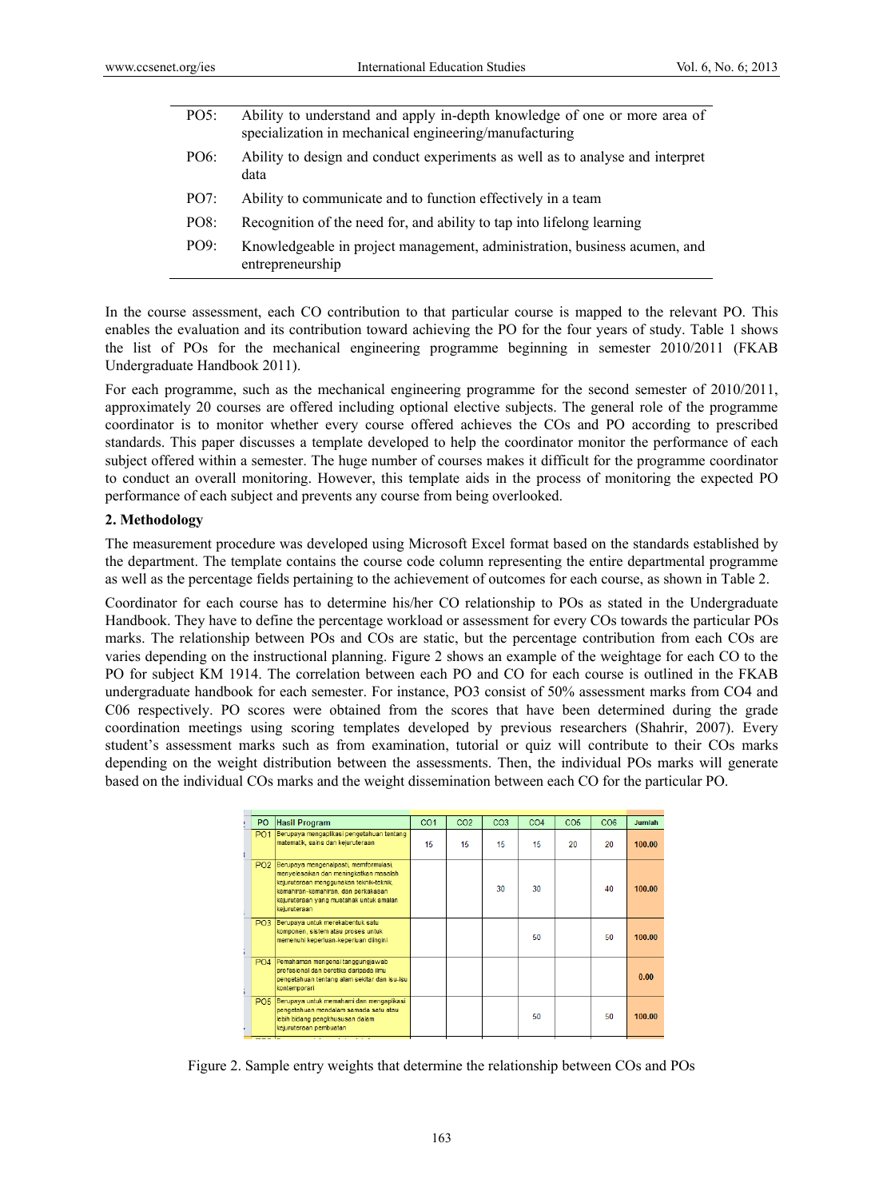| | |
|---|---|
| PO5: | Ability to understand and apply in-depth knowledge of one or more area of specialization in mechanical engineering/manufacturing |
| PO6: | Ability to design and conduct experiments as well as to analyse and interpret data |
| PO7: | Ability to communicate and to function effectively in a team |
| PO8: | Recognition of the need for, and ability to tap into lifelong learning |
| PO9: | Knowledgeable in project management, administration, business acumen, and entrepreneurship |

In the course assessment, each CO contribution to that particular course is mapped to the relevant PO. This enables the evaluation and its contribution toward achieving the PO for the four years of study. Table 1 shows the list of POs for the mechanical engineering programme beginning in semester 2010/2011 (FKAB Undergraduate Handbook 2011).

For each programme, such as the mechanical engineering programme for the second semester of 2010/2011, approximately 20 courses are offered including optional elective subjects. The general role of the programme coordinator is to monitor whether every course offered achieves the COs and PO according to prescribed standards. This paper discusses a template developed to help the coordinator monitor the performance of each subject offered within a semester. The huge number of courses makes it difficult for the programme coordinator to conduct an overall monitoring. However, this template aids in the process of monitoring the expected PO performance of each subject and prevents any course from being overlooked.

## 2. Methodology

The measurement procedure was developed using Microsoft Excel format based on the standards established by the department. The template contains the course code column representing the entire departmental programme as well as the percentage fields pertaining to the achievement of outcomes for each course, as shown in Table 2.

Coordinator for each course has to determine his/her CO relationship to POs as stated in the Undergraduate Handbook. They have to define the percentage workload or assessment for every COs towards the particular POs marks. The relationship between POs and COs are static, but the percentage contribution from each COs are varies depending on the instructional planning. Figure 2 shows an example of the weightage for each CO to the PO for subject KM 1914. The correlation between each PO and CO for each course is outlined in the FKAB undergraduate handbook for each semester. For instance, PO3 consist of 50% assessment marks from CO4 and C06 respectively. PO scores were obtained from the scores that have been determined during the grade coordination meetings using scoring templates developed by previous researchers (Shahrir, 2007). Every student's assessment marks such as from examination, tutorial or quiz will contribute to their COs marks depending on the weight distribution between the assessments. Then, the individual POs marks will generate based on the individual COs marks and the weight dissemination between each CO for the particular PO.

| PO | Hasil Program | CO1 | CO2 | CO3 | CO4 | CO5 | CO6 | Jumlah |
|---|---|---|---|---|---|---|---|---|
| PO1 | Berupaya mengaplikasi pengetahuan tentang matematik, sains dan kejuruteraan | 15 | 15 | 15 | 15 | 20 | 20 | 100.00 |
| PO2 | Berupaya mengenalpasti, memformulasi, menyelesaikan dan meningkatkan masalah kejuruteraan menggunakan teknik-teknik, kemahiran-kemahiran, dan perkakasan kejuruteraan yang mustahak untuk amalan kejuruteraan | | | 30 | 30 | | 40 | 100.00 |
| PO3 | Berupaya untuk merekabentuk satu komponen, sistem atau proses untuk memenuhi keperluan-keperluan dingini | | | | 50 | | 50 | 100.00 |
| PO4 | Pemahaman mengenai tanggungjawab profesional dan beretika daripada ilmu pengetahuan tentang alam sekitar dan isu-isu kontemporari | | | | | | | 0.00 |
| PO5 | Berupaya untuk memahami dan mengapikasi pengetahuan mendalam samada satu atau lebih bidang pengkhususan dalam kejuruteraan pembuatan | | | | 50 | | 50 | 100.00 |

Figure 2. Sample entry weights that determine the relationship between COs and POs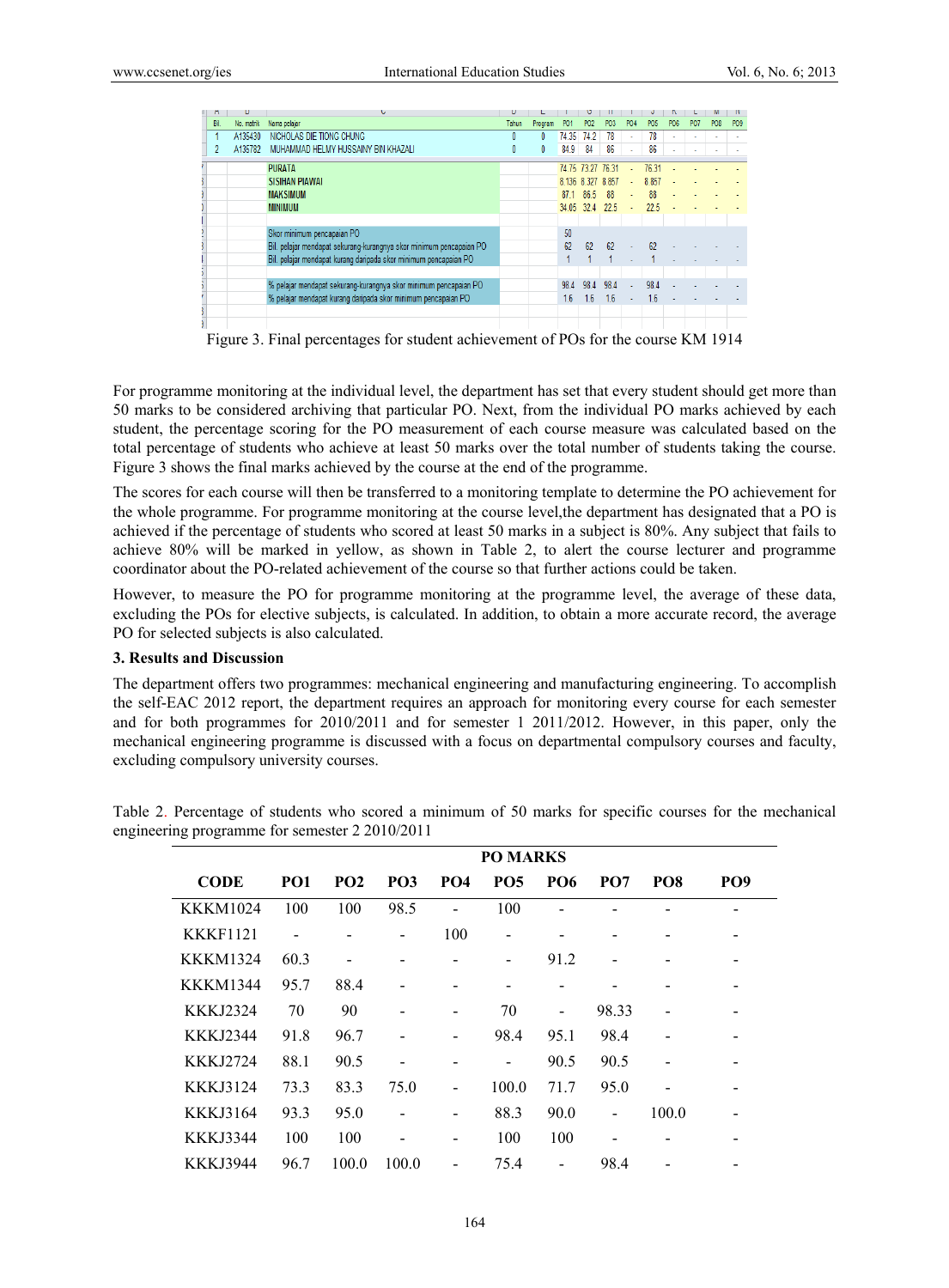| Bil. | No. matrik | Nama pelajar | Tahun | Program | PO1 | PO2 | PO3 | PO4 | PO5 | PO6 | PO7 | PO8 | PO9 |
|---|---|---|---|---|---|---|---|---|---|---|---|---|---|
| 1 | A135430 | NICHOLAS DIE TIONG CHUNG | 0 | 0 | 74.35 | 74.2 | 78 | - | 78 | - | - | - | - |
| 2 | A135782 | MUHAMMAD HELMY HUSSAINY BIN KHAZALI | 0 | 0 | 84.9 | 84 | 86 | - | 86 | - | - | - | - |
| | | PURATA | | | 74.75 | 73.27 | 76.31 | - | 76.31 | - | - | - | - |
| | | SISIHAN PIAWAI | | | 8.136 | 8.327 | 8.857 | - | 8.857 | - | - | - | - |
| | | MAKSIMUM | | | 87.1 | 86.5 | 88 | - | 88 | - | - | - | - |
| | | MINIMUM | | | 34.05 | 32.4 | 22.5 | - | 22.5 | - | - | - | - |
| | | Skor minimum pencapaian PO | | | 50 | | | | | | | | |
| | | Bil. pelajar mendapat sekurang-kurangnya skor minimum pencapaian PO | | | 62 | 62 | 62 | - | 62 | - | - | - | - |
| | | Bil. pelajar mendapat kurang daripada skor minimum pencapaian PO | | | 1 | 1 | 1 | - | 1 | - | - | - | - |
| | | % pelajar mendapat sekurang-kurangnya skor minimum pencapaian PO | | | 98.4 | 98.4 | 98.4 | - | 98.4 | - | - | - | - |
| | | % pelajar mendapat kurang daripada skor minimum pencapaian PO | | | 1.6 | 1.6 | 1.6 | - | 1.6 | - | - | - | - |

Figure 3. Final percentages for student achievement of POs for the course KM 1914

For programme monitoring at the individual level, the department has set that every student should get more than 50 marks to be considered archiving that particular PO. Next, from the individual PO marks achieved by each student, the percentage scoring for the PO measurement of each course measure was calculated based on the total percentage of students who achieve at least 50 marks over the total number of students taking the course. Figure 3 shows the final marks achieved by the course at the end of the programme.

The scores for each course will then be transferred to a monitoring template to determine the PO achievement for the whole programme. For programme monitoring at the course level,the department has designated that a PO is achieved if the percentage of students who scored at least 50 marks in a subject is 80%. Any subject that fails to achieve 80% will be marked in yellow, as shown in Table 2, to alert the course lecturer and programme coordinator about the PO-related achievement of the course so that further actions could be taken.

However, to measure the PO for programme monitoring at the programme level, the average of these data, excluding the POs for elective subjects, is calculated. In addition, to obtain a more accurate record, the average PO for selected subjects is also calculated.

### 3. Results and Discussion

The department offers two programmes: mechanical engineering and manufacturing engineering. To accomplish the self-EAC 2012 report, the department requires an approach for monitoring every course for each semester and for both programmes for 2010/2011 and for semester 1 2011/2012. However, in this paper, only the mechanical engineering programme is discussed with a focus on departmental compulsory courses and faculty, excluding compulsory university courses.

Table 2. Percentage of students who scored a minimum of 50 marks for specific courses for the mechanical engineering programme for semester 2 2010/2011

| | PO MARKS | | | | | | | | |
|---|---|---|---|---|---|---|---|---|---|
| **CODE** | **PO1** | **PO2** | **PO3** | **PO4** | **PO5** | **PO6** | **PO7** | **PO8** | **PO9** |
| KKKM1024 | 100 | 100 | 98.5 | - | 100 | - | - | - | - |
| KKKF1121 | - | - | - | 100 | - | - | - | - | - |
| KKKM1324 | 60.3 | - | - | - | - | 91.2 | - | - | - |
| KKKM1344 | 95.7 | 88.4 | - | - | - | - | - | - | - |
| KKKJ2324 | 70 | 90 | - | - | 70 | - | 98.33 | - | - |
| KKKJ2344 | 91.8 | 96.7 | - | - | 98.4 | 95.1 | 98.4 | - | - |
| KKKJ2724 | 88.1 | 90.5 | - | - | - | 90.5 | 90.5 | - | - |
| KKKJ3124 | 73.3 | 83.3 | 75.0 | - | 100.0 | 71.7 | 95.0 | - | - |
| KKKJ3164 | 93.3 | 95.0 | - | - | 88.3 | 90.0 | - | 100.0 | - |
| KKKJ3344 | 100 | 100 | - | - | 100 | 100 | - | - | - |
| KKKJ3944 | 96.7 | 100.0 | 100.0 | - | 75.4 | - | 98.4 | - | - |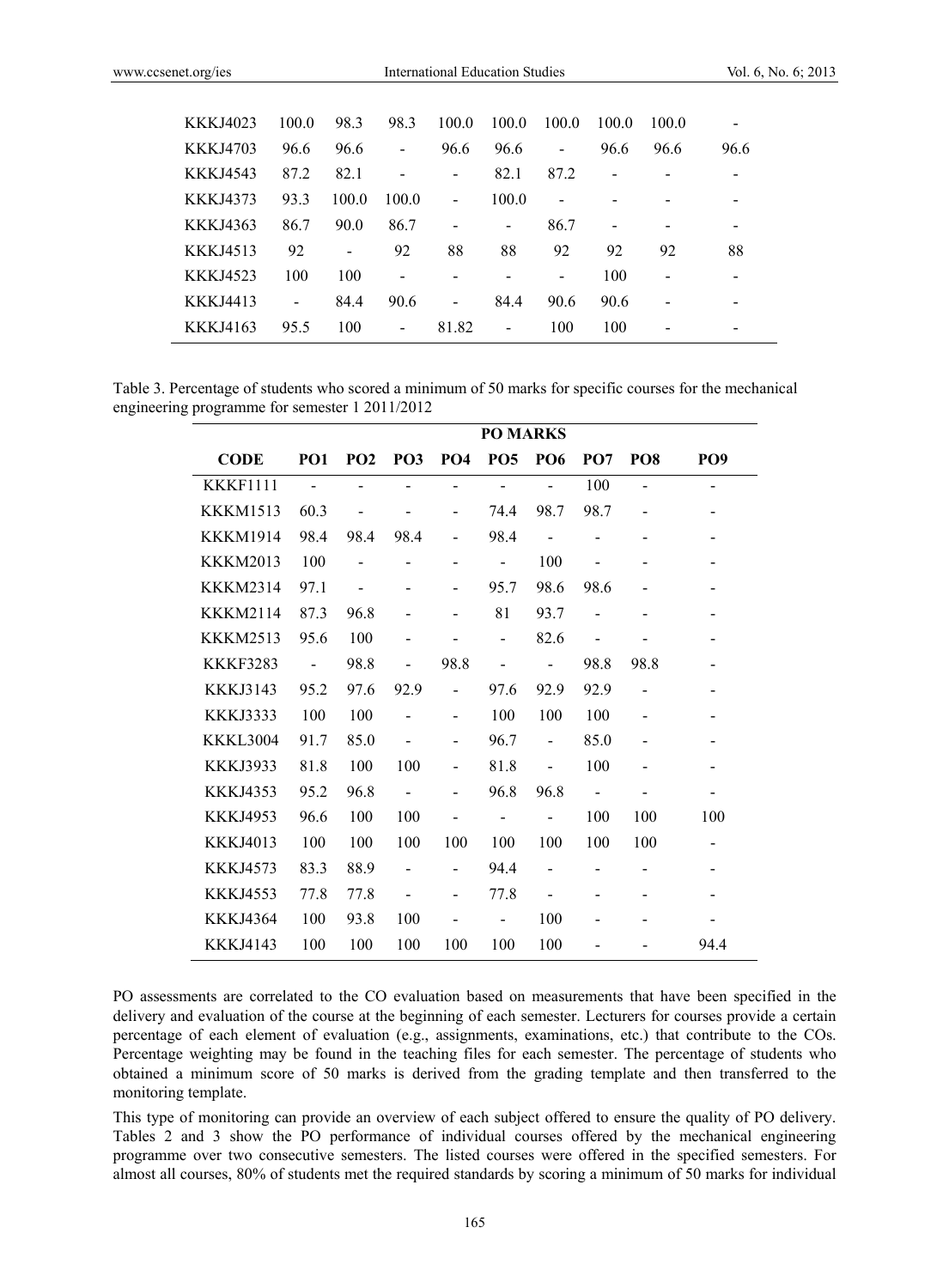| KKKJ4023 | 100.0 | 98.3 | 98.3 | 100.0 | 100.0 | 100.0 | 100.0 | 100.0 | - |
|---|---|---|---|---|---|---|---|---|---|
| KKKJ4703 | 96.6 | 96.6 | - | 96.6 | 96.6 | - | 96.6 | 96.6 | 96.6 |
| KKKJ4543 | 87.2 | 82.1 | - | - | 82.1 | 87.2 | - | - | - |
| KKKJ4373 | 93.3 | 100.0 | 100.0 | - | 100.0 | - | - | - | - |
| KKKJ4363 | 86.7 | 90.0 | 86.7 | - | - | 86.7 | - | - | - |
| KKKJ4513 | 92 | - | 92 | 88 | 88 | 92 | 92 | 92 | 88 |
| KKKJ4523 | 100 | 100 | - | - | - | - | 100 | - | - |
| KKKJ4413 | - | 84.4 | 90.6 | - | 84.4 | 90.6 | 90.6 | - | - |
| KKKJ4163 | 95.5 | 100 | - | 81.82 | - | 100 | 100 | - | - |

Table 3. Percentage of students who scored a minimum of 50 marks for specific courses for the mechanical engineering programme for semester 1 2011/2012

| | PO MARKS | | | | | | | | |
|---|---|---|---|---|---|---|---|---|---|
| CODE | PO1 | PO2 | PO3 | PO4 | PO5 | PO6 | PO7 | PO8 | PO9 |
| KKKF1111 | - | - | - | - | - | - | 100 | - | - |
| KKKM1513 | 60.3 | - | - | - | 74.4 | 98.7 | 98.7 | - | - |
| KKKM1914 | 98.4 | 98.4 | 98.4 | - | 98.4 | - | - | - | - |
| KKKM2013 | 100 | - | - | - | - | 100 | - | - | - |
| KKKM2314 | 97.1 | - | - | - | 95.7 | 98.6 | 98.6 | - | - |
| KKKM2114 | 87.3 | 96.8 | - | - | 81 | 93.7 | - | - | - |
| KKKM2513 | 95.6 | 100 | - | - | - | 82.6 | - | - | - |
| KKKF3283 | - | 98.8 | - | 98.8 | - | - | 98.8 | 98.8 | - |
| KKKJ3143 | 95.2 | 97.6 | 92.9 | - | 97.6 | 92.9 | 92.9 | - | - |
| KKKJ3333 | 100 | 100 | - | - | 100 | 100 | 100 | - | - |
| KKKL3004 | 91.7 | 85.0 | - | - | 96.7 | - | 85.0 | - | - |
| KKKJ3933 | 81.8 | 100 | 100 | - | 81.8 | - | 100 | - | - |
| KKKJ4353 | 95.2 | 96.8 | - | - | 96.8 | 96.8 | - | - | - |
| KKKJ4953 | 96.6 | 100 | 100 | - | - | - | 100 | 100 | 100 |
| KKKJ4013 | 100 | 100 | 100 | 100 | 100 | 100 | 100 | 100 | - |
| KKKJ4573 | 83.3 | 88.9 | - | - | 94.4 | - | - | - | - |
| KKKJ4553 | 77.8 | 77.8 | - | - | 77.8 | - | - | - | - |
| KKKJ4364 | 100 | 93.8 | 100 | - | - | 100 | - | - | - |
| KKKJ4143 | 100 | 100 | 100 | 100 | 100 | 100 | - | - | 94.4 |

PO assessments are correlated to the CO evaluation based on measurements that have been specified in the delivery and evaluation of the course at the beginning of each semester. Lecturers for courses provide a certain percentage of each element of evaluation (e.g., assignments, examinations, etc.) that contribute to the COs. Percentage weighting may be found in the teaching files for each semester. The percentage of students who obtained a minimum score of 50 marks is derived from the grading template and then transferred to the monitoring template.

This type of monitoring can provide an overview of each subject offered to ensure the quality of PO delivery. Tables 2 and 3 show the PO performance of individual courses offered by the mechanical engineering programme over two consecutive semesters. The listed courses were offered in the specified semesters. For almost all courses, 80% of students met the required standards by scoring a minimum of 50 marks for individual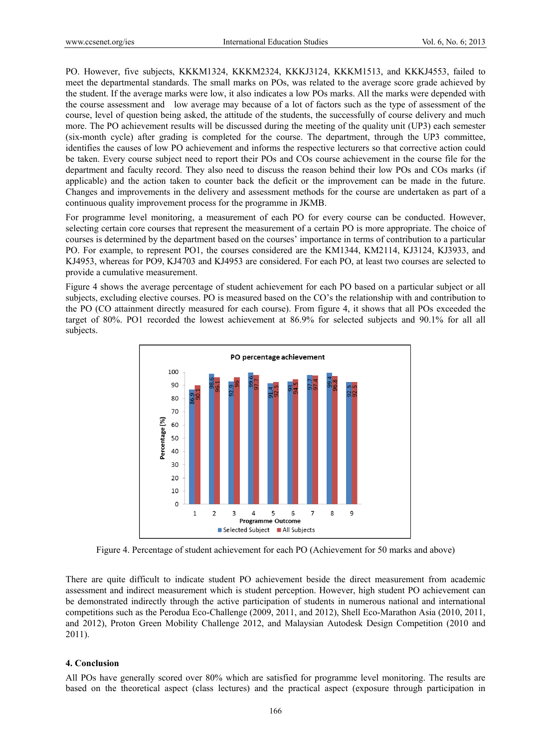PO. However, five subjects, KKKM1324, KKKM2324, KKKJ3124, KKKM1513, and KKKJ4553, failed to meet the departmental standards. The small marks on POs, was related to the average score grade achieved by the student. If the average marks were low, it also indicates a low POs marks. All the marks were depended with the course assessment and low average may because of a lot of factors such as the type of assessment of the course, level of question being asked, the attitude of the students, the successfully of course delivery and much more. The PO achievement results will be discussed during the meeting of the quality unit (UP3) each semester (six-month cycle) after grading is completed for the course. The department, through the UP3 committee, identifies the causes of low PO achievement and informs the respective lecturers so that corrective action could be taken. Every course subject need to report their POs and COs course achievement in the course file for the department and faculty record. They also need to discuss the reason behind their low POs and COs marks (if applicable) and the action taken to counter back the deficit or the improvement can be made in the future. Changes and improvements in the delivery and assessment methods for the course are undertaken as part of a continuous quality improvement process for the programme in JKMB.

For programme level monitoring, a measurement of each PO for every course can be conducted. However, selecting certain core courses that represent the measurement of a certain PO is more appropriate. The choice of courses is determined by the department based on the courses' importance in terms of contribution to a particular PO. For example, to represent PO1, the courses considered are the KM1344, KM2114, KJ3124, KJ3933, and KJ4953, whereas for PO9, KJ4703 and KJ4953 are considered. For each PO, at least two courses are selected to provide a cumulative measurement.

Figure 4 shows the average percentage of student achievement for each PO based on a particular subject or all subjects, excluding elective courses. PO is measured based on the CO's the relationship with and contribution to the PO (CO attainment directly measured for each course). From figure 4, it shows that all POs exceeded the target of 80%. PO1 recorded the lowest achievement at 86.9% for selected subjects and 90.1% for all all subjects.

PO percentage achievement

| Programme Outcome | Selected Subject (%) | All Subjects (%) |
|---|---|---|
| 1 | 86.9 | 90.1 |
| 2 | 98.6 | 96.1 |
| 3 | 92.9 | 96 |
| 4 | 99.6 | 97.7 |
| 5 | 91.4 | 92.5 |
| 6 | 93 | 94.5 |
| 7 | 97.7 | 97.4 |
| 8 | 99.4 | 96.8 |
| 9 | 92.5 | 92.5 |

Figure 4. Percentage of student achievement for each PO (Achievement for 50 marks and above)

There are quite difficult to indicate student PO achievement beside the direct measurement from academic assessment and indirect measurement which is student perception. However, high student PO achievement can be demonstrated indirectly through the active participation of students in numerous national and international competitions such as the Perodua Eco-Challenge (2009, 2011, and 2012), Shell Eco-Marathon Asia (2010, 2011, and 2012), Proton Green Mobility Challenge 2012, and Malaysian Autodesk Design Competition (2010 and 2011).

## 4. Conclusion

All POs have generally scored over 80% which are satisfied for programme level monitoring. The results are based on the theoretical aspect (class lectures) and the practical aspect (exposure through participation in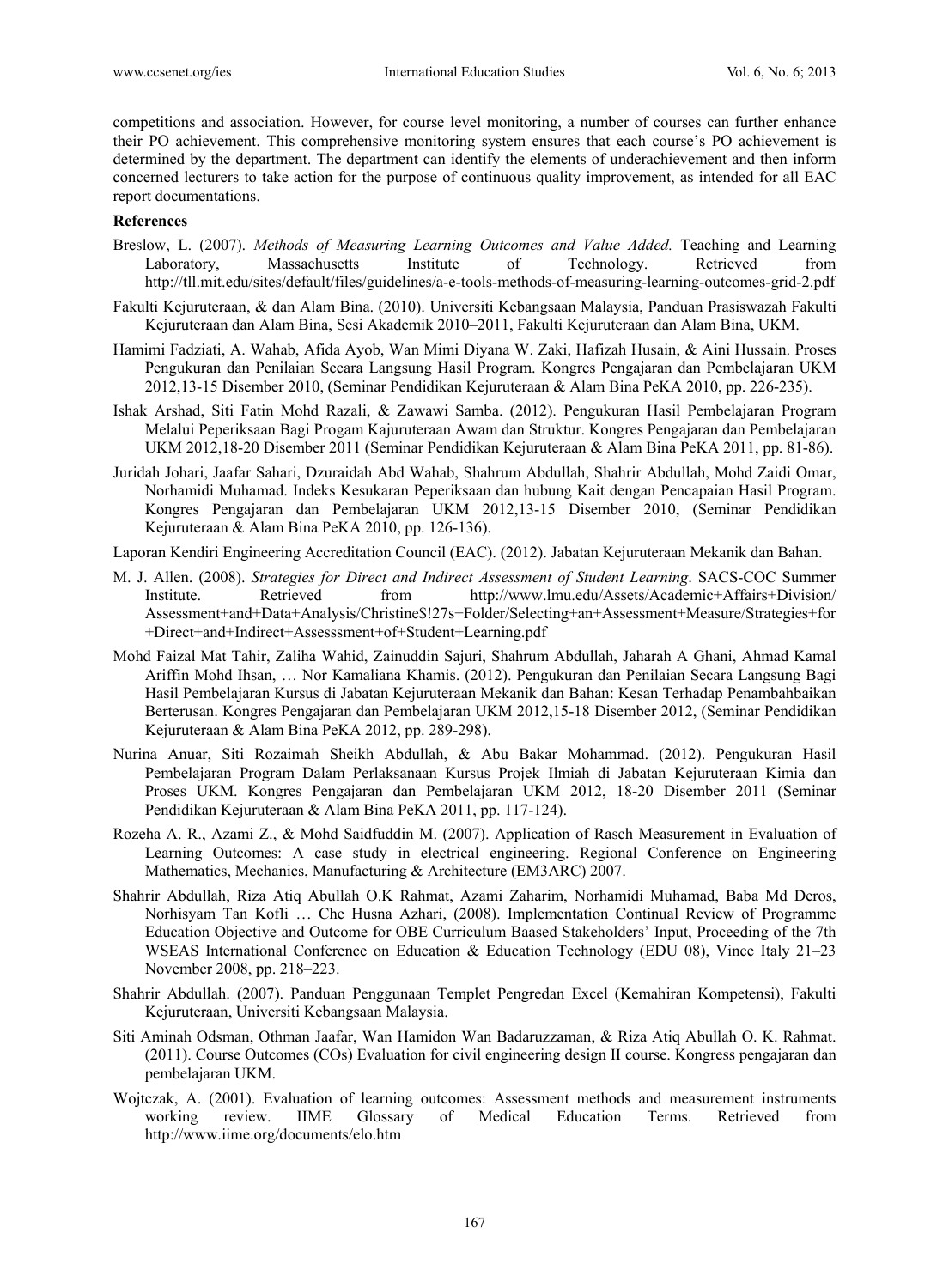competitions and association. However, for course level monitoring, a number of courses can further enhance their PO achievement. This comprehensive monitoring system ensures that each course's PO achievement is determined by the department. The department can identify the elements of underachievement and then inform concerned lecturers to take action for the purpose of continuous quality improvement, as intended for all EAC report documentations.

**References**

Breslow, L. (2007). *Methods of Measuring Learning Outcomes and Value Added.* Teaching and Learning Laboratory, Massachusetts Institute of Technology. Retrieved from http://tll.mit.edu/sites/default/files/guidelines/a-e-tools-methods-of-measuring-learning-outcomes-grid-2.pdf

Fakulti Kejuruteraan, & dan Alam Bina. (2010). Universiti Kebangsaan Malaysia, Panduan Prasiswazah Fakulti Kejuruteraan dan Alam Bina, Sesi Akademik 2010–2011, Fakulti Kejuruteraan dan Alam Bina, UKM.

Hamimi Fadziati, A. Wahab, Afida Ayob, Wan Mimi Diyana W. Zaki, Hafizah Husain, & Aini Hussain. Proses Pengukuran dan Penilaian Secara Langsung Hasil Program. Kongres Pengajaran dan Pembelajaran UKM 2012,13-15 Disember 2010, (Seminar Pendidikan Kejuruteraan & Alam Bina PeKA 2010, pp. 226-235).

Ishak Arshad, Siti Fatin Mohd Razali, & Zawawi Samba. (2012). Pengukuran Hasil Pembelajaran Program Melalui Peperiksaan Bagi Progam Kajuruteraan Awam dan Struktur. Kongres Pengajaran dan Pembelajaran UKM 2012,18-20 Disember 2011 (Seminar Pendidikan Kejuruteraan & Alam Bina PeKA 2011, pp. 81-86).

Juridah Johari, Jaafar Sahari, Dzuraidah Abd Wahab, Shahrum Abdullah, Shahrir Abdullah, Mohd Zaidi Omar, Norhamidi Muhamad. Indeks Kesukaran Peperiksaan dan hubung Kait dengan Pencapaian Hasil Program. Kongres Pengajaran dan Pembelajaran UKM 2012,13-15 Disember 2010, (Seminar Pendidikan Kejuruteraan & Alam Bina PeKA 2010, pp. 126-136).

Laporan Kendiri Engineering Accreditation Council (EAC). (2012). Jabatan Kejuruteraan Mekanik dan Bahan.

M. J. Allen. (2008). *Strategies for Direct and Indirect Assessment of Student Learning*. SACS-COC Summer Institute. Retrieved from http://www.lmu.edu/Assets/Academic+Affairs+Division/Assessment+and+Data+Analysis/Christine$!27s+Folder/Selecting+an+Assessment+Measure/Strategies+for+Direct+and+Indirect+Assesssment+of+Student+Learning.pdf

Mohd Faizal Mat Tahir, Zaliha Wahid, Zainuddin Sajuri, Shahrum Abdullah, Jaharah A Ghani, Ahmad Kamal Ariffin Mohd Ihsan, … Nor Kamaliana Khamis. (2012). Pengukuran dan Penilaian Secara Langsung Bagi Hasil Pembelajaran Kursus di Jabatan Kejuruteraan Mekanik dan Bahan: Kesan Terhadap Penambahbaikan Berterusan. Kongres Pengajaran dan Pembelajaran UKM 2012,15-18 Disember 2012, (Seminar Pendidikan Kejuruteraan & Alam Bina PeKA 2012, pp. 289-298).

Nurina Anuar, Siti Rozaimah Sheikh Abdullah, & Abu Bakar Mohammad. (2012). Pengukuran Hasil Pembelajaran Program Dalam Perlaksanaan Kursus Projek Ilmiah di Jabatan Kejuruteraan Kimia dan Proses UKM. Kongres Pengajaran dan Pembelajaran UKM 2012, 18-20 Disember 2011 (Seminar Pendidikan Kejuruteraan & Alam Bina PeKA 2011, pp. 117-124).

Rozeha A. R., Azami Z., & Mohd Saidfuddin M. (2007). Application of Rasch Measurement in Evaluation of Learning Outcomes: A case study in electrical engineering. Regional Conference on Engineering Mathematics, Mechanics, Manufacturing & Architecture (EM3ARC) 2007.

Shahrir Abdullah, Riza Atiq Abullah O.K Rahmat, Azami Zaharim, Norhamidi Muhamad, Baba Md Deros, Norhisyam Tan Kofli … Che Husna Azhari, (2008). Implementation Continual Review of Programme Education Objective and Outcome for OBE Curriculum Baased Stakeholders' Input, Proceeding of the 7th WSEAS International Conference on Education & Education Technology (EDU 08), Vince Italy 21–23 November 2008, pp. 218–223.

Shahrir Abdullah. (2007). Panduan Penggunaan Templet Pengredan Excel (Kemahiran Kompetensi), Fakulti Kejuruteraan, Universiti Kebangsaan Malaysia.

Siti Aminah Odsman, Othman Jaafar, Wan Hamidon Wan Badaruzzaman, & Riza Atiq Abullah O. K. Rahmat. (2011). Course Outcomes (COs) Evaluation for civil engineering design II course. Kongress pengajaran dan pembelajaran UKM.

Wojtczak, A. (2001). Evaluation of learning outcomes: Assessment methods and measurement instruments working review. IIME Glossary of Medical Education Terms. Retrieved from http://www.iime.org/documents/elo.htm